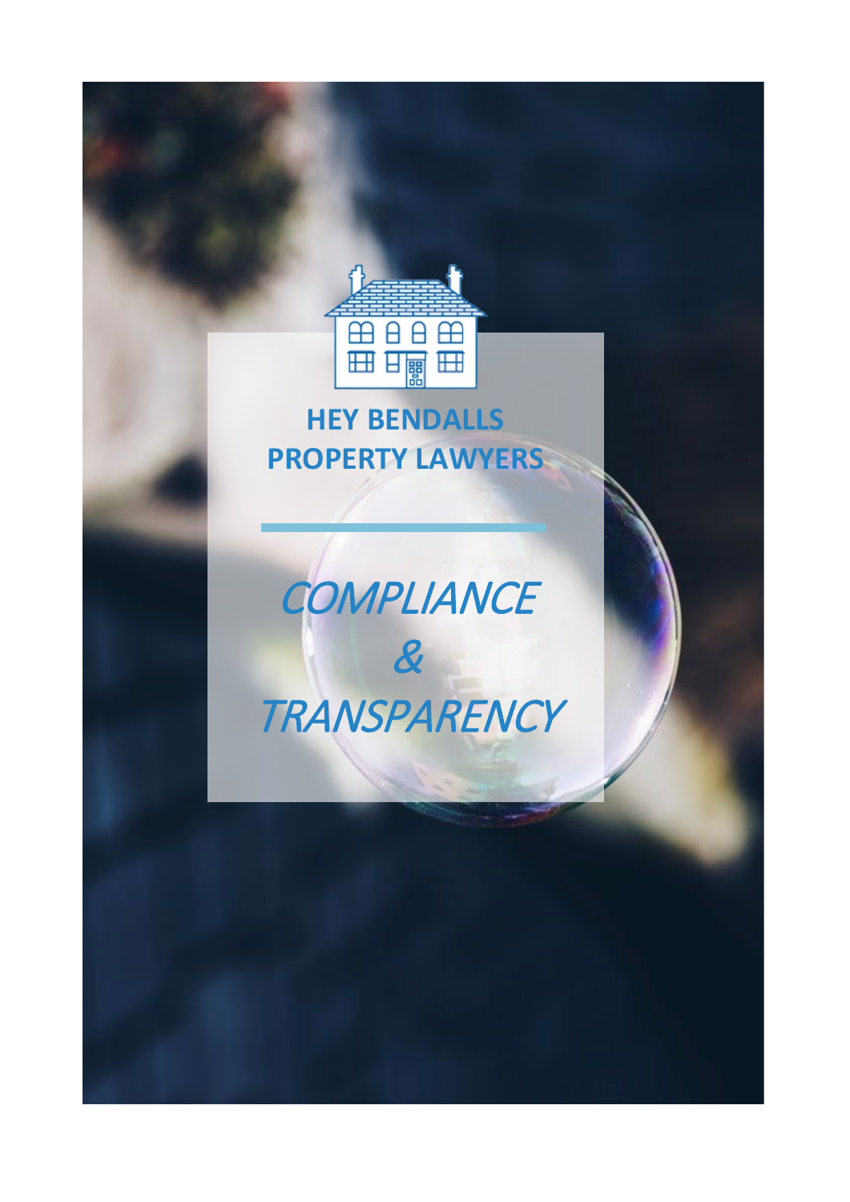# HEY BENDALLS PROPERTY LAWYERS

## *COMPLIANCE & TRANSPARENCY*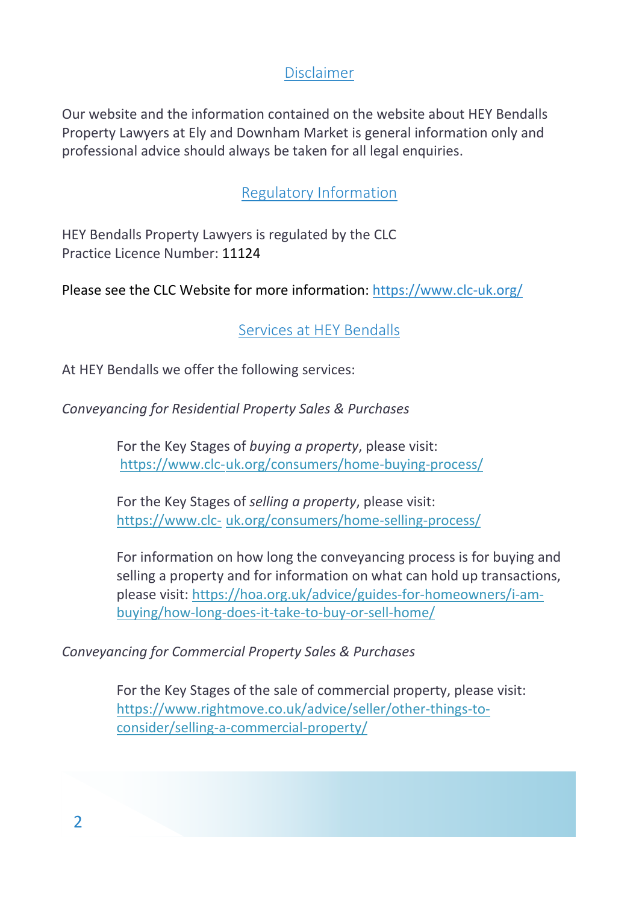## Disclaimer

Our website and the information contained on the website about HEY Bendalls Property Lawyers at Ely and Downham Market is general information only and professional advice should always be taken for all legal enquiries.

## Regulatory Information

HEY Bendalls Property Lawyers is regulated by the CLC
Practice Licence Number: 11124

Please see the CLC Website for more information: https://www.clc-uk.org/

## Services at HEY Bendalls

At HEY Bendalls we offer the following services:

*Conveyancing for Residential Property Sales & Purchases*

> For the Key Stages of *buying a property*, please visit: https://www.clc-uk.org/consumers/home-buying-process/
>
> For the Key Stages of *selling a property*, please visit: https://www.clc- uk.org/consumers/home-selling-process/
>
> For information on how long the conveyancing process is for buying and selling a property and for information on what can hold up transactions, please visit: https://hoa.org.uk/advice/guides-for-homeowners/i-am-buying/how-long-does-it-take-to-buy-or-sell-home/

*Conveyancing for Commercial Property Sales & Purchases*

> For the Key Stages of the sale of commercial property, please visit: https://www.rightmove.co.uk/advice/seller/other-things-to-consider/selling-a-commercial-property/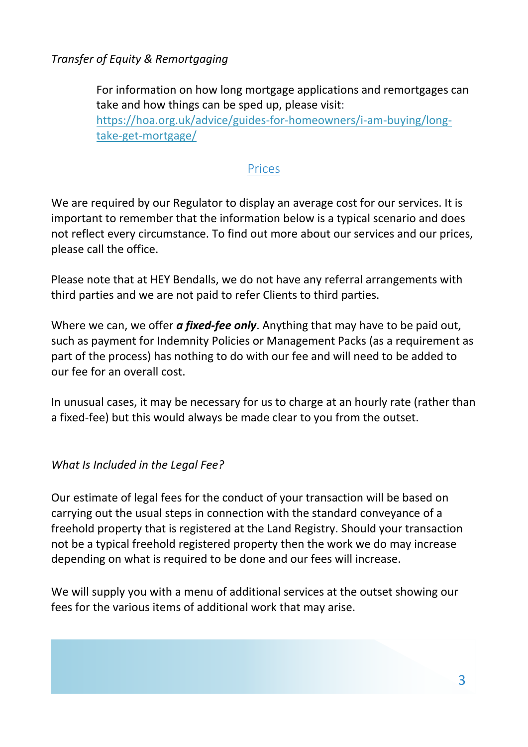*Transfer of Equity & Remortgaging*

For information on how long mortgage applications and remortgages can take and how things can be sped up, please visit: https://hoa.org.uk/advice/guides-for-homeowners/i-am-buying/long-take-get-mortgage/

## Prices

We are required by our Regulator to display an average cost for our services. It is important to remember that the information below is a typical scenario and does not reflect every circumstance. To find out more about our services and our prices, please call the office.

Please note that at HEY Bendalls, we do not have any referral arrangements with third parties and we are not paid to refer Clients to third parties.

Where we can, we offer ***a fixed-fee only***. Anything that may have to be paid out, such as payment for Indemnity Policies or Management Packs (as a requirement as part of the process) has nothing to do with our fee and will need to be added to our fee for an overall cost.

In unusual cases, it may be necessary for us to charge at an hourly rate (rather than a fixed-fee) but this would always be made clear to you from the outset.

*What Is Included in the Legal Fee?*

Our estimate of legal fees for the conduct of your transaction will be based on carrying out the usual steps in connection with the standard conveyance of a freehold property that is registered at the Land Registry. Should your transaction not be a typical freehold registered property then the work we do may increase depending on what is required to be done and our fees will increase.

We will supply you with a menu of additional services at the outset showing our fees for the various items of additional work that may arise.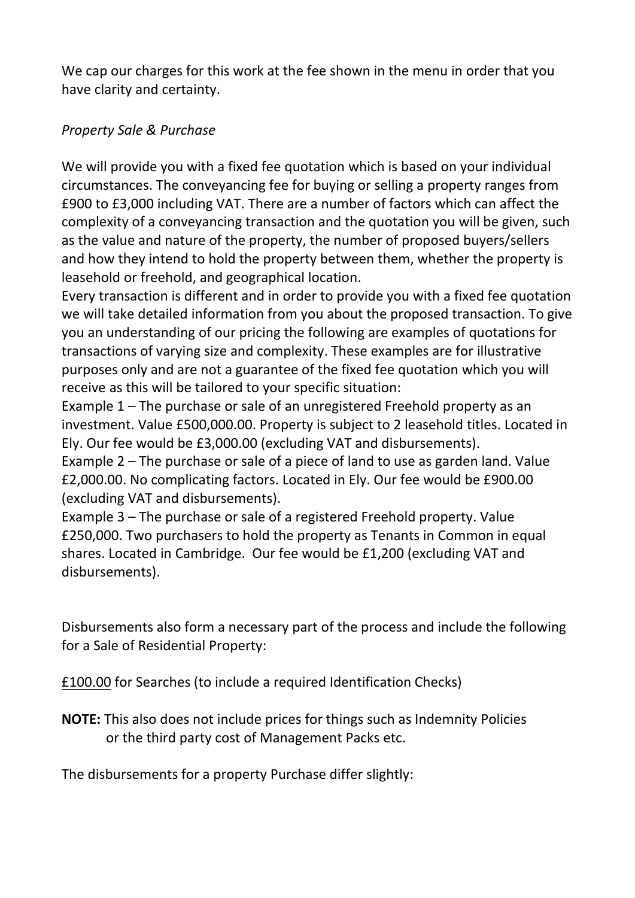We cap our charges for this work at the fee shown in the menu in order that you have clarity and certainty.

*Property Sale & Purchase*

We will provide you with a fixed fee quotation which is based on your individual circumstances. The conveyancing fee for buying or selling a property ranges from £900 to £3,000 including VAT. There are a number of factors which can affect the complexity of a conveyancing transaction and the quotation you will be given, such as the value and nature of the property, the number of proposed buyers/sellers and how they intend to hold the property between them, whether the property is leasehold or freehold, and geographical location.
Every transaction is different and in order to provide you with a fixed fee quotation we will take detailed information from you about the proposed transaction. To give you an understanding of our pricing the following are examples of quotations for transactions of varying size and complexity. These examples are for illustrative purposes only and are not a guarantee of the fixed fee quotation which you will receive as this will be tailored to your specific situation:
Example 1 – The purchase or sale of an unregistered Freehold property as an investment. Value £500,000.00. Property is subject to 2 leasehold titles. Located in Ely. Our fee would be £3,000.00 (excluding VAT and disbursements).
Example 2 – The purchase or sale of a piece of land to use as garden land. Value £2,000.00. No complicating factors. Located in Ely. Our fee would be £900.00 (excluding VAT and disbursements).
Example 3 – The purchase or sale of a registered Freehold property. Value £250,000. Two purchasers to hold the property as Tenants in Common in equal shares. Located in Cambridge. Our fee would be £1,200 (excluding VAT and disbursements).

Disbursements also form a necessary part of the process and include the following for a Sale of Residential Property:

<u>£100.00</u> for Searches (to include a required Identification Checks)

**NOTE:** This also does not include prices for things such as Indemnity Policies or the third party cost of Management Packs etc.

The disbursements for a property Purchase differ slightly: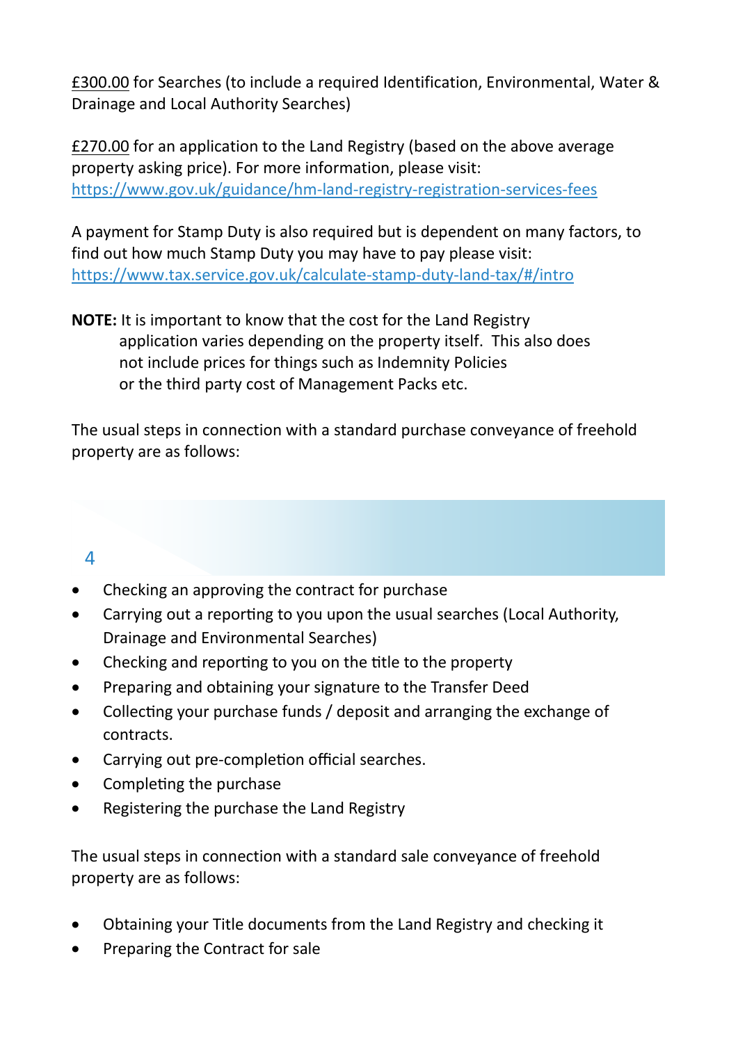£300.00 for Searches (to include a required Identification, Environmental, Water & Drainage and Local Authority Searches)

£270.00 for an application to the Land Registry (based on the above average property asking price). For more information, please visit: https://www.gov.uk/guidance/hm-land-registry-registration-services-fees

A payment for Stamp Duty is also required but is dependent on many factors, to find out how much Stamp Duty you may have to pay please visit: https://www.tax.service.gov.uk/calculate-stamp-duty-land-tax/#/intro

**NOTE:** It is important to know that the cost for the Land Registry application varies depending on the property itself. This also does not include prices for things such as Indemnity Policies or the third party cost of Management Packs etc.

The usual steps in connection with a standard purchase conveyance of freehold property are as follows:

- Checking an approving the contract for purchase
- Carrying out a reporting to you upon the usual searches (Local Authority, Drainage and Environmental Searches)
- Checking and reporting to you on the title to the property
- Preparing and obtaining your signature to the Transfer Deed
- Collecting your purchase funds / deposit and arranging the exchange of contracts.
- Carrying out pre-completion official searches.
- Completing the purchase
- Registering the purchase the Land Registry

The usual steps in connection with a standard sale conveyance of freehold property are as follows:

- Obtaining your Title documents from the Land Registry and checking it
- Preparing the Contract for sale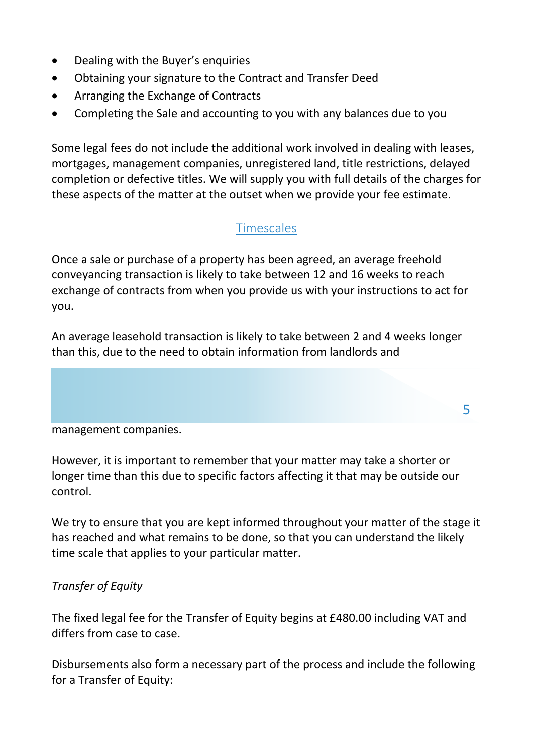- Dealing with the Buyer's enquiries
- Obtaining your signature to the Contract and Transfer Deed
- Arranging the Exchange of Contracts
- Completing the Sale and accounting to you with any balances due to you

Some legal fees do not include the additional work involved in dealing with leases, mortgages, management companies, unregistered land, title restrictions, delayed completion or defective titles. We will supply you with full details of the charges for these aspects of the matter at the outset when we provide your fee estimate.

## Timescales

Once a sale or purchase of a property has been agreed, an average freehold conveyancing transaction is likely to take between 12 and 16 weeks to reach exchange of contracts from when you provide us with your instructions to act for you.

An average leasehold transaction is likely to take between 2 and 4 weeks longer than this, due to the need to obtain information from landlords and management companies.

However, it is important to remember that your matter may take a shorter or longer time than this due to specific factors affecting it that may be outside our control.

We try to ensure that you are kept informed throughout your matter of the stage it has reached and what remains to be done, so that you can understand the likely time scale that applies to your particular matter.

*Transfer of Equity*

The fixed legal fee for the Transfer of Equity begins at £480.00 including VAT and differs from case to case.

Disbursements also form a necessary part of the process and include the following for a Transfer of Equity: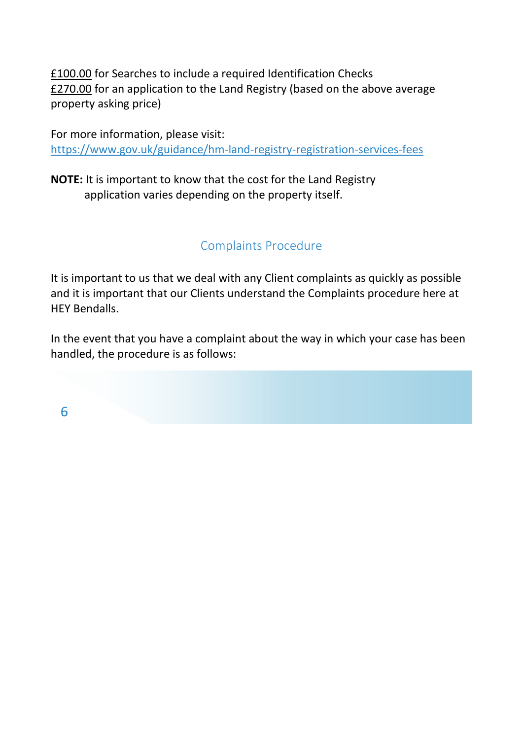£100.00 for Searches to include a required Identification Checks
£270.00 for an application to the Land Registry (based on the above average property asking price)

For more information, please visit:
https://www.gov.uk/guidance/hm-land-registry-registration-services-fees

**NOTE:** It is important to know that the cost for the Land Registry application varies depending on the property itself.

## Complaints Procedure

It is important to us that we deal with any Client complaints as quickly as possible and it is important that our Clients understand the Complaints procedure here at HEY Bendalls.

In the event that you have a complaint about the way in which your case has been handled, the procedure is as follows: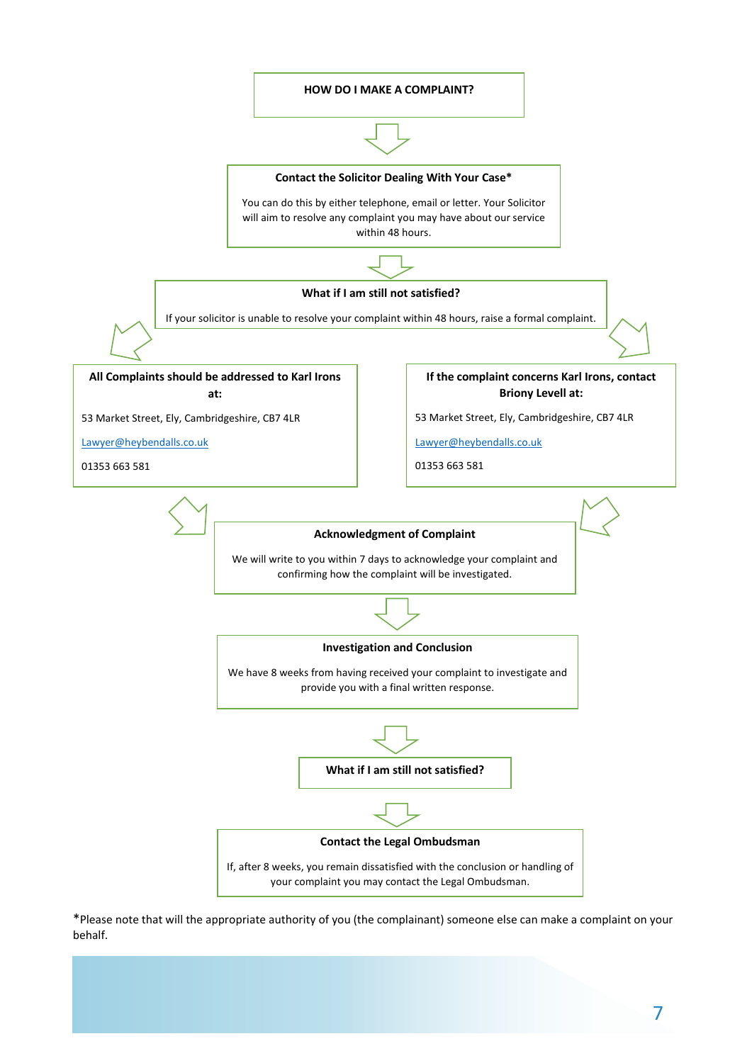## HOW DO I MAKE A COMPLAINT?

**Contact the Solicitor Dealing With Your Case***

You can do this by either telephone, email or letter. Your Solicitor will aim to resolve any complaint you may have about our service within 48 hours.

**What if I am still not satisfied?**

If your solicitor is unable to resolve your complaint within 48 hours, raise a formal complaint.

**All Complaints should be addressed to Karl Irons at:**

53 Market Street, Ely, Cambridgeshire, CB7 4LR

Lawyer@heybendalls.co.uk

01353 663 581

**If the complaint concerns Karl Irons, contact Briony Levell at:**

53 Market Street, Ely, Cambridgeshire, CB7 4LR

Lawyer@heybendalls.co.uk

01353 663 581

**Acknowledgment of Complaint**

We will write to you within 7 days to acknowledge your complaint and confirming how the complaint will be investigated.

**Investigation and Conclusion**

We have 8 weeks from having received your complaint to investigate and provide you with a final written response.

**What if I am still not satisfied?**

**Contact the Legal Ombudsman**

If, after 8 weeks, you remain dissatisfied with the conclusion or handling of your complaint you may contact the Legal Ombudsman.

*Please note that will the appropriate authority of you (the complainant) someone else can make a complaint on your behalf.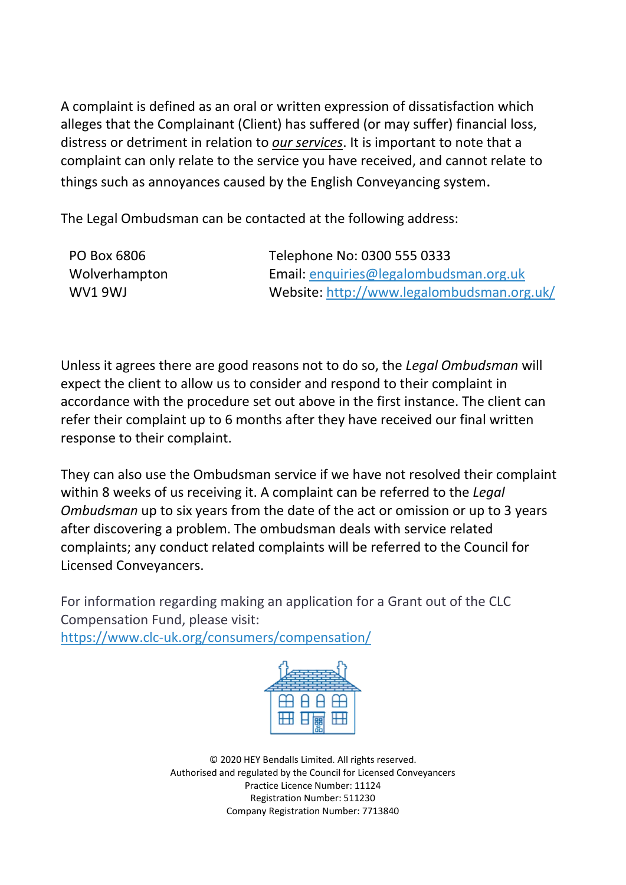A complaint is defined as an oral or written expression of dissatisfaction which alleges that the Complainant (Client) has suffered (or may suffer) financial loss, distress or detriment in relation to *our services*. It is important to note that a complaint can only relate to the service you have received, and cannot relate to things such as annoyances caused by the English Conveyancing system.

The Legal Ombudsman can be contacted at the following address:

PO Box 6806
Wolverhampton
WV1 9WJ

Telephone No: 0300 555 0333
Email: enquiries@legalombudsman.org.uk
Website: http://www.legalombudsman.org.uk/

Unless it agrees there are good reasons not to do so, the *Legal Ombudsman* will expect the client to allow us to consider and respond to their complaint in accordance with the procedure set out above in the first instance. The client can refer their complaint up to 6 months after they have received our final written response to their complaint.

They can also use the Ombudsman service if we have not resolved their complaint within 8 weeks of us receiving it. A complaint can be referred to the *Legal Ombudsman* up to six years from the date of the act or omission or up to 3 years after discovering a problem. The ombudsman deals with service related complaints; any conduct related complaints will be referred to the Council for Licensed Conveyancers.

For information regarding making an application for a Grant out of the CLC Compensation Fund, please visit:
https://www.clc-uk.org/consumers/compensation/

© 2020 HEY Bendalls Limited. All rights reserved.
Authorised and regulated by the Council for Licensed Conveyancers
Practice Licence Number: 11124
Registration Number: 511230
Company Registration Number: 7713840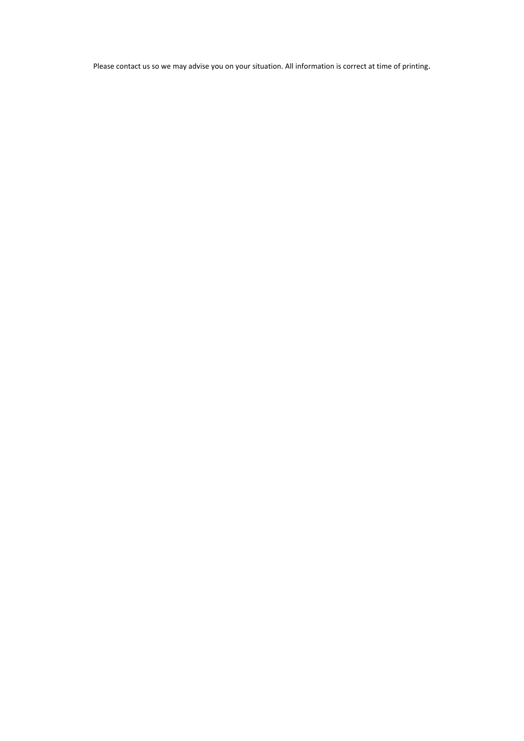Please contact us so we may advise you on your situation. All information is correct at time of printing.